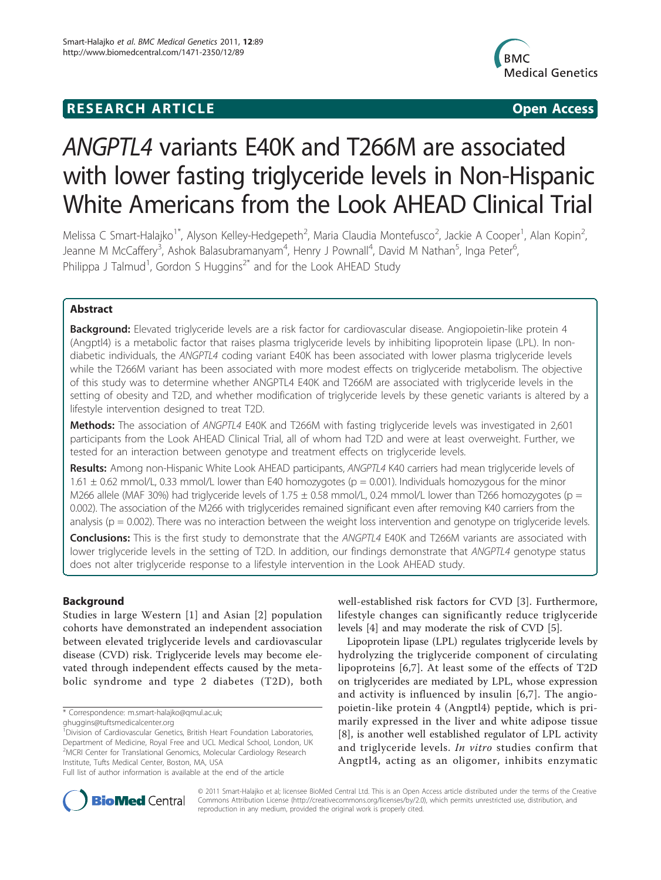**RESEARCH ARTICLE** **Open Access**

# *ANGPTL4* variants E40K and T266M are associated with lower fasting triglyceride levels in Non-Hispanic White Americans from the Look AHEAD Clinical Trial

Melissa C Smart-Halajko[1*], Alyson Kelley-Hedgepeth[2], Maria Claudia Montefusco[2], Jackie A Cooper[1], Alan Kopin[2], Jeanne M McCaffery[3], Ashok Balasubramanyam[4], Henry J Pownall[4], David M Nathan[5], Inga Peter[6], Philippa J Talmud[1], Gordon S Huggins[2*] and for the Look AHEAD Study

## Abstract

**Background:** Elevated triglyceride levels are a risk factor for cardiovascular disease. Angiopoietin-like protein 4 (Angptl4) is a metabolic factor that raises plasma triglyceride levels by inhibiting lipoprotein lipase (LPL). In non-diabetic individuals, the *ANGPTL4* coding variant E40K has been associated with lower plasma triglyceride levels while the T266M variant has been associated with more modest effects on triglyceride metabolism. The objective of this study was to determine whether ANGPTL4 E40K and T266M are associated with triglyceride levels in the setting of obesity and T2D, and whether modification of triglyceride levels by these genetic variants is altered by a lifestyle intervention designed to treat T2D.

**Methods:** The association of *ANGPTL4* E40K and T266M with fasting triglyceride levels was investigated in 2,601 participants from the Look AHEAD Clinical Trial, all of whom had T2D and were at least overweight. Further, we tested for an interaction between genotype and treatment effects on triglyceride levels.

**Results:** Among non-Hispanic White Look AHEAD participants, *ANGPTL4* K40 carriers had mean triglyceride levels of 1.61 ± 0.62 mmol/L, 0.33 mmol/L lower than E40 homozygotes (p = 0.001). Individuals homozygous for the minor M266 allele (MAF 30%) had triglyceride levels of 1.75 ± 0.58 mmol/L, 0.24 mmol/L lower than T266 homozygotes (p = 0.002). The association of the M266 with triglycerides remained significant even after removing K40 carriers from the analysis (p = 0.002). There was no interaction between the weight loss intervention and genotype on triglyceride levels.

**Conclusions:** This is the first study to demonstrate that the *ANGPTL4* E40K and T266M variants are associated with lower triglyceride levels in the setting of T2D. In addition, our findings demonstrate that *ANGPTL4* genotype status does not alter triglyceride response to a lifestyle intervention in the Look AHEAD study.

## Background

Studies in large Western [1] and Asian [2] population cohorts have demonstrated an independent association between elevated triglyceride levels and cardiovascular disease (CVD) risk. Triglyceride levels may become elevated through independent effects caused by the metabolic syndrome and type 2 diabetes (T2D), both well-established risk factors for CVD [3]. Furthermore, lifestyle changes can significantly reduce triglyceride levels [4] and may moderate the risk of CVD [5].

Lipoprotein lipase (LPL) regulates triglyceride levels by hydrolyzing the triglyceride component of circulating lipoproteins [6,7]. At least some of the effects of T2D on triglycerides are mediated by LPL, whose expression and activity is influenced by insulin [6,7]. The angiopoietin-like protein 4 (Angptl4) peptide, which is primarily expressed in the liver and white adipose tissue [8], is another well established regulator of LPL activity and triglyceride levels. *In vitro* studies confirm that Angptl4, acting as an oligomer, inhibits enzymatic

\* Correspondence: m.smart-halajko@qmul.ac.uk; ghuggins@tuftsmedicalcenter.org
[1]Division of Cardiovascular Genetics, British Heart Foundation Laboratories, Department of Medicine, Royal Free and UCL Medical School, London, UK
[2]MCRI Center for Translational Genomics, Molecular Cardiology Research Institute, Tufts Medical Center, Boston, MA, USA
Full list of author information is available at the end of the article

© 2011 Smart-Halajko et al; licensee BioMed Central Ltd. This is an Open Access article distributed under the terms of the Creative Commons Attribution License (http://creativecommons.org/licenses/by/2.0), which permits unrestricted use, distribution, and reproduction in any medium, provided the original work is properly cited.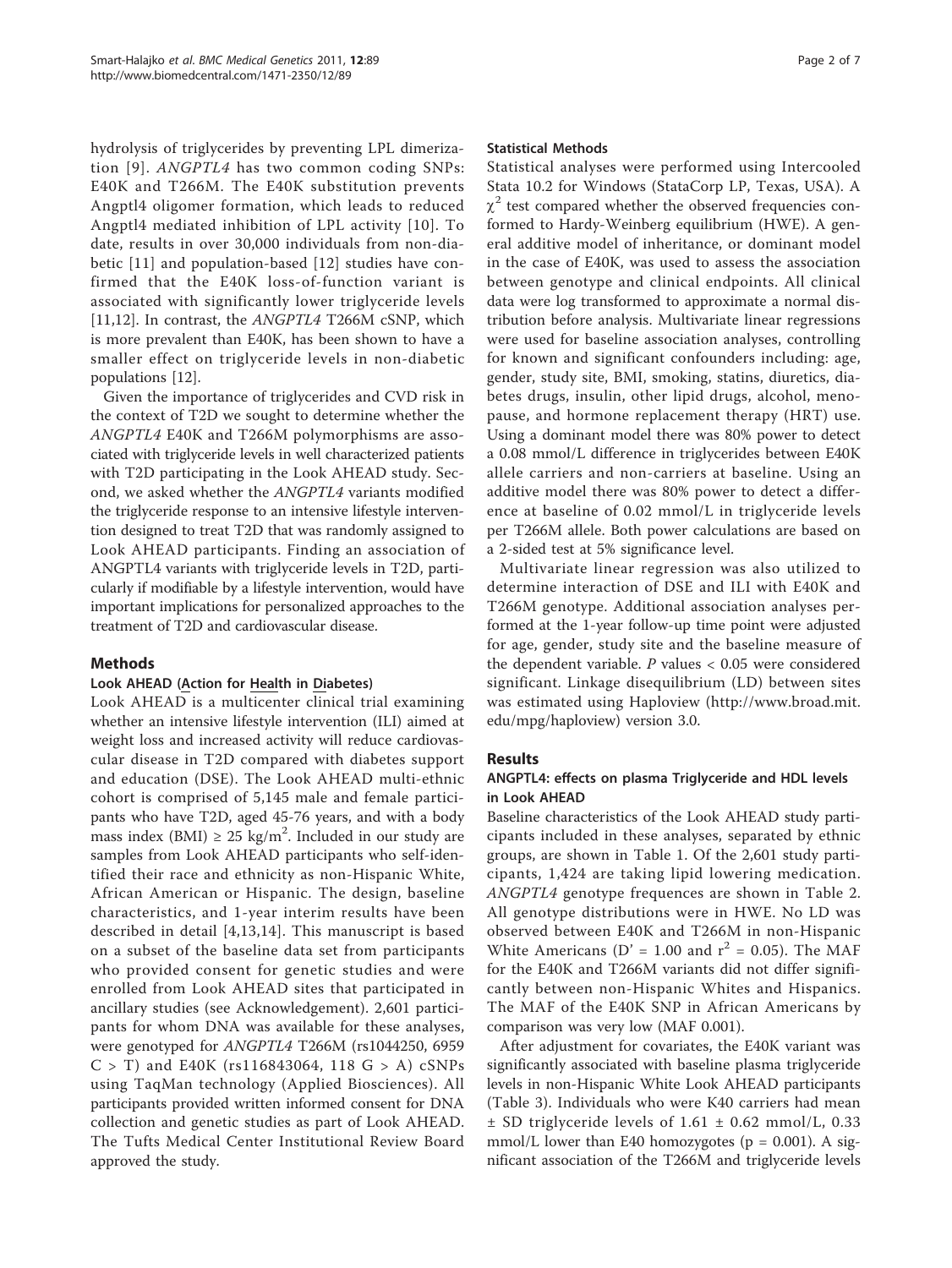hydrolysis of triglycerides by preventing LPL dimerization [9]. *ANGPTL4* has two common coding SNPs: E40K and T266M. The E40K substitution prevents Angptl4 oligomer formation, which leads to reduced Angptl4 mediated inhibition of LPL activity [10]. To date, results in over 30,000 individuals from non-diabetic [11] and population-based [12] studies have confirmed that the E40K loss-of-function variant is associated with significantly lower triglyceride levels [11,12]. In contrast, the *ANGPTL4* T266M cSNP, which is more prevalent than E40K, has been shown to have a smaller effect on triglyceride levels in non-diabetic populations [12].

Given the importance of triglycerides and CVD risk in the context of T2D we sought to determine whether the *ANGPTL4* E40K and T266M polymorphisms are associated with triglyceride levels in well characterized patients with T2D participating in the Look AHEAD study. Second, we asked whether the *ANGPTL4* variants modified the triglyceride response to an intensive lifestyle intervention designed to treat T2D that was randomly assigned to Look AHEAD participants. Finding an association of ANGPTL4 variants with triglyceride levels in T2D, particularly if modifiable by a lifestyle intervention, would have important implications for personalized approaches to the treatment of T2D and cardiovascular disease.

## Methods

### Look AHEAD (Action for Health in Diabetes)

Look AHEAD is a multicenter clinical trial examining whether an intensive lifestyle intervention (ILI) aimed at weight loss and increased activity will reduce cardiovascular disease in T2D compared with diabetes support and education (DSE). The Look AHEAD multi-ethnic cohort is comprised of 5,145 male and female participants who have T2D, aged 45-76 years, and with a body mass index (BMI) ≥ 25 kg/m$^2$. Included in our study are samples from Look AHEAD participants who self-identified their race and ethnicity as non-Hispanic White, African American or Hispanic. The design, baseline characteristics, and 1-year interim results have been described in detail [4,13,14]. This manuscript is based on a subset of the baseline data set from participants who provided consent for genetic studies and were enrolled from Look AHEAD sites that participated in ancillary studies (see Acknowledgement). 2,601 participants for whom DNA was available for these analyses, were genotyped for *ANGPTL4* T266M (rs1044250, 6959 C > T) and E40K (rs116843064, 118 G > A) cSNPs using TaqMan technology (Applied Biosciences). All participants provided written informed consent for DNA collection and genetic studies as part of Look AHEAD. The Tufts Medical Center Institutional Review Board approved the study.

### Statistical Methods

Statistical analyses were performed using Intercooled Stata 10.2 for Windows (StataCorp LP, Texas, USA). A $\chi^2$ test compared whether the observed frequencies conformed to Hardy-Weinberg equilibrium (HWE). A general additive model of inheritance, or dominant model in the case of E40K, was used to assess the association between genotype and clinical endpoints. All clinical data were log transformed to approximate a normal distribution before analysis. Multivariate linear regressions were used for baseline association analyses, controlling for known and significant confounders including: age, gender, study site, BMI, smoking, statins, diuretics, diabetes drugs, insulin, other lipid drugs, alcohol, menopause, and hormone replacement therapy (HRT) use. Using a dominant model there was 80% power to detect a 0.08 mmol/L difference in triglycerides between E40K allele carriers and non-carriers at baseline. Using an additive model there was 80% power to detect a difference at baseline of 0.02 mmol/L in triglyceride levels per T266M allele. Both power calculations are based on a 2-sided test at 5% significance level.

Multivariate linear regression was also utilized to determine interaction of DSE and ILI with E40K and T266M genotype. Additional association analyses performed at the 1-year follow-up time point were adjusted for age, gender, study site and the baseline measure of the dependent variable. $P$ values < 0.05 were considered significant. Linkage disequilibrium (LD) between sites was estimated using Haploview (http://www.broad.mit.edu/mpg/haploview) version 3.0.

## Results

### ANGPTL4: effects on plasma Triglyceride and HDL levels in Look AHEAD

Baseline characteristics of the Look AHEAD study participants included in these analyses, separated by ethnic groups, are shown in Table 1. Of the 2,601 study participants, 1,424 are taking lipid lowering medication. *ANGPTL4* genotype frequences are shown in Table 2. All genotype distributions were in HWE. No LD was observed between E40K and T266M in non-Hispanic White Americans (D' = 1.00 and $r^2$ = 0.05). The MAF for the E40K and T266M variants did not differ significantly between non-Hispanic Whites and Hispanics. The MAF of the E40K SNP in African Americans by comparison was very low (MAF 0.001).

After adjustment for covariates, the E40K variant was significantly associated with baseline plasma triglyceride levels in non-Hispanic White Look AHEAD participants (Table 3). Individuals who were K40 carriers had mean ± SD triglyceride levels of 1.61 ± 0.62 mmol/L, 0.33 mmol/L lower than E40 homozygotes (p = 0.001). A significant association of the T266M and triglyceride levels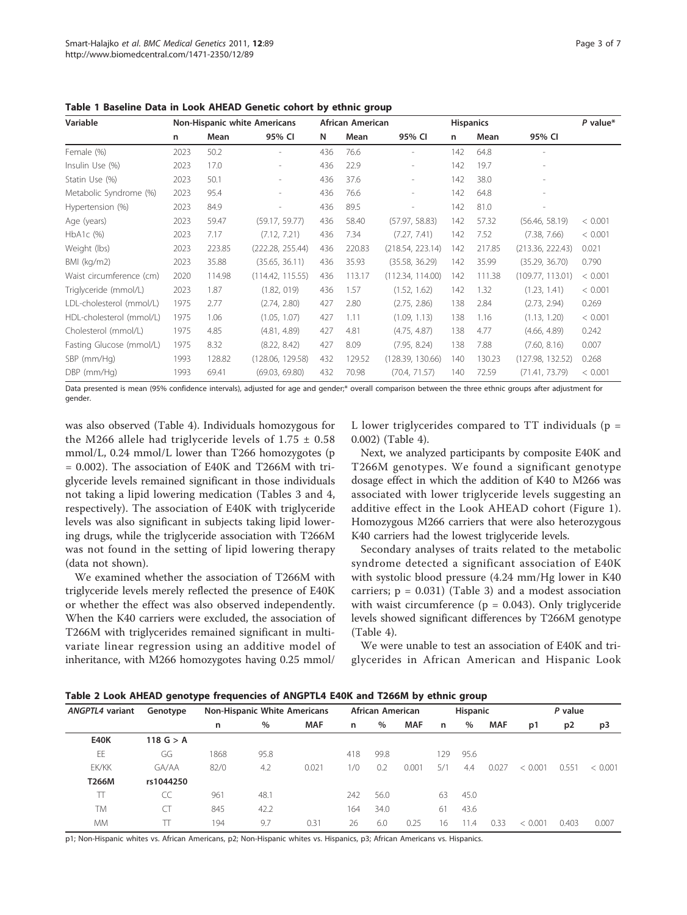**Table 1 Baseline Data in Look AHEAD Genetic cohort by ethnic group**

| Variable | Non-Hispanic white Americans | | | African American | | | Hispanics | | | *P* value* |
|---|---|---|---|---|---|---|---|---|---|---|
| | n | Mean | 95% CI | N | Mean | 95% CI | n | Mean | 95% CI | |
| Female (%) | 2023 | 50.2 | - | 436 | 76.6 | - | 142 | 64.8 | - | |
| Insulin Use (%) | 2023 | 17.0 | - | 436 | 22.9 | - | 142 | 19.7 | - | |
| Statin Use (%) | 2023 | 50.1 | - | 436 | 37.6 | - | 142 | 38.0 | - | |
| Metabolic Syndrome (%) | 2023 | 95.4 | - | 436 | 76.6 | - | 142 | 64.8 | - | |
| Hypertension (%) | 2023 | 84.9 | - | 436 | 89.5 | - | 142 | 81.0 | - | |
| Age (years) | 2023 | 59.47 | (59.17, 59.77) | 436 | 58.40 | (57.97, 58.83) | 142 | 57.32 | (56.46, 58.19) | < 0.001 |
| HbA1c (%) | 2023 | 7.17 | (7.12, 7.21) | 436 | 7.34 | (7.27, 7.41) | 142 | 7.52 | (7.38, 7.66) | < 0.001 |
| Weight (lbs) | 2023 | 223.85 | (222.28, 255.44) | 436 | 220.83 | (218.54, 223.14) | 142 | 217.85 | (213.36, 222.43) | 0.021 |
| BMI (kg/m2) | 2023 | 35.88 | (35.65, 36.11) | 436 | 35.93 | (35.58, 36.29) | 142 | 35.99 | (35.29, 36.70) | 0.790 |
| Waist circumference (cm) | 2020 | 114.98 | (114.42, 115.55) | 436 | 113.17 | (112.34, 114.00) | 142 | 111.38 | (109.77, 113.01) | < 0.001 |
| Triglyceride (mmol/L) | 2023 | 1.87 | (1.82, 019) | 436 | 1.57 | (1.52, 1.62) | 142 | 1.32 | (1.23, 1.41) | < 0.001 |
| LDL-cholesterol (mmol/L) | 1975 | 2.77 | (2.74, 2.80) | 427 | 2.80 | (2.75, 2.86) | 138 | 2.84 | (2.73, 2.94) | 0.269 |
| HDL-cholesterol (mmol/L) | 1975 | 1.06 | (1.05, 1.07) | 427 | 1.11 | (1.09, 1.13) | 138 | 1.16 | (1.13, 1.20) | < 0.001 |
| Cholesterol (mmol/L) | 1975 | 4.85 | (4.81, 4.89) | 427 | 4.81 | (4.75, 4.87) | 138 | 4.77 | (4.66, 4.89) | 0.242 |
| Fasting Glucose (mmol/L) | 1975 | 8.32 | (8.22, 8.42) | 427 | 8.09 | (7.95, 8.24) | 138 | 7.88 | (7.60, 8.16) | 0.007 |
| SBP (mm/Hg) | 1993 | 128.82 | (128.06, 129.58) | 432 | 129.52 | (128.39, 130.66) | 140 | 130.23 | (127.98, 132.52) | 0.268 |
| DBP (mm/Hg) | 1993 | 69.41 | (69.03, 69.80) | 432 | 70.98 | (70.4, 71.57) | 140 | 72.59 | (71.41, 73.79) | < 0.001 |

Data presented is mean (95% confidence intervals), adjusted for age and gender;* overall comparison between the three ethnic groups after adjustment for gender.

was also observed (Table 4). Individuals homozygous for the M266 allele had triglyceride levels of 1.75 ± 0.58 mmol/L, 0.24 mmol/L lower than T266 homozygotes (p = 0.002). The association of E40K and T266M with triglyceride levels remained significant in those individuals not taking a lipid lowering medication (Tables 3 and 4, respectively). The association of E40K with triglyceride levels was also significant in subjects taking lipid lowering drugs, while the triglyceride association with T266M was not found in the setting of lipid lowering therapy (data not shown).

We examined whether the association of T266M with triglyceride levels merely reflected the presence of E40K or whether the effect was also observed independently. When the K40 carriers were excluded, the association of T266M with triglycerides remained significant in multivariate linear regression using an additive model of inheritance, with M266 homozygotes having 0.25 mmol/L lower triglycerides compared to TT individuals (p = 0.002) (Table 4).

Next, we analyzed participants by composite E40K and T266M genotypes. We found a significant genotype dosage effect in which the addition of K40 to M266 was associated with lower triglyceride levels suggesting an additive effect in the Look AHEAD cohort (Figure 1). Homozygous M266 carriers that were also heterozygous K40 carriers had the lowest triglyceride levels.

Secondary analyses of traits related to the metabolic syndrome detected a significant association of E40K with systolic blood pressure (4.24 mm/Hg lower in K40 carriers; p = 0.031) (Table 3) and a modest association with waist circumference (p = 0.043). Only triglyceride levels showed significant differences by T266M genotype (Table 4).

We were unable to test an association of E40K and triglycerides in African American and Hispanic Look

**Table 2 Look AHEAD genotype frequencies of ANGPTL4 E40K and T266M by ethnic group**

| *ANGPTL4* variant | Genotype | Non-Hispanic White Americans | | | African American | | | Hispanic | | | *P* value | | |
|---|---|---|---|---|---|---|---|---|---|---|---|---|---|
| | | n | % | MAF | n | % | MAF | n | % | MAF | p1 | p2 | p3 |
| **E40K** | **118 G > A** | | | | | | | | | | | | |
| EE | GG | 1868 | 95.8 | | 418 | 99.8 | | 129 | 95.6 | | | | |
| EK/KK | GA/AA | 82/0 | 4.2 | 0.021 | 1/0 | 0.2 | 0.001 | 5/1 | 4.4 | 0.027 | < 0.001 | 0.551 | < 0.001 |
| **T266M** | **rs1044250** | | | | | | | | | | | | |
| TT | CC | 961 | 48.1 | | 242 | 56.0 | | 63 | 45.0 | | | | |
| TM | CT | 845 | 42.2 | | 164 | 34.0 | | 61 | 43.6 | | | | |
| MM | TT | 194 | 9.7 | 0.31 | 26 | 6.0 | 0.25 | 16 | 11.4 | 0.33 | < 0.001 | 0.403 | 0.007 |

p1; Non-Hispanic whites vs. African Americans, p2; Non-Hispanic whites vs. Hispanics, p3; African Americans vs. Hispanics.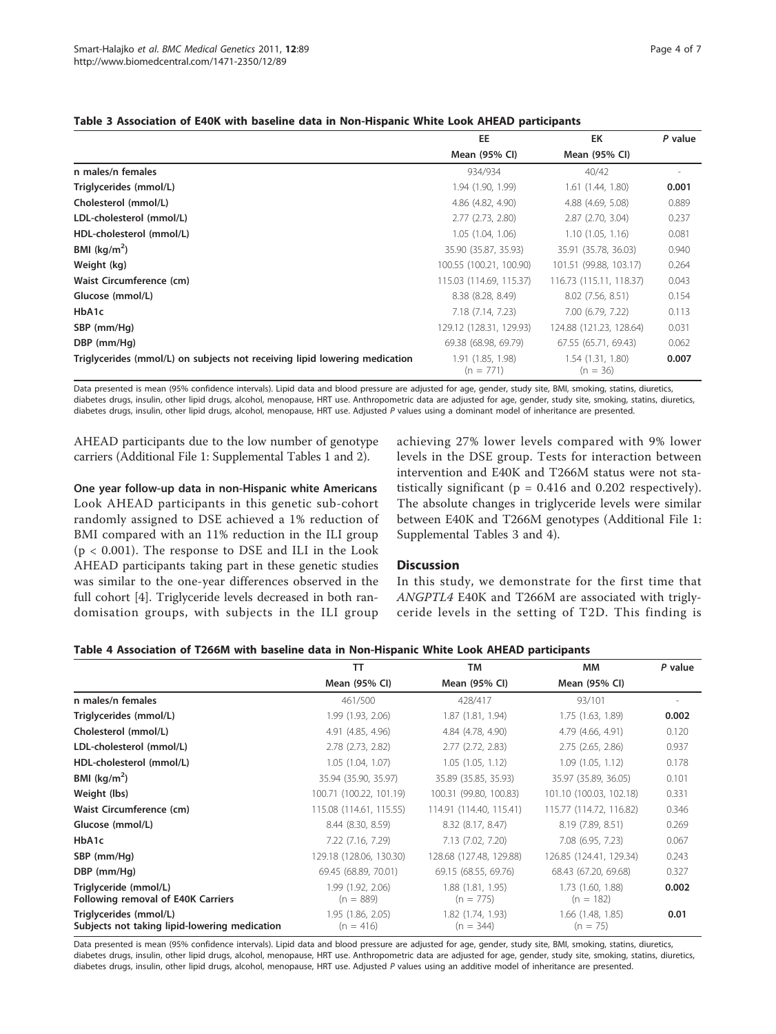**Table 3 Association of E40K with baseline data in Non-Hispanic White Look AHEAD participants**

| | EE | EK | *P* value |
|---|---|---|---|
| | Mean (95% CI) | Mean (95% CI) | |
| n males/n females | 934/934 | 40/42 | - |
| Triglycerides (mmol/L) | 1.94 (1.90, 1.99) | 1.61 (1.44, 1.80) | **0.001** |
| Cholesterol (mmol/L) | 4.86 (4.82, 4.90) | 4.88 (4.69, 5.08) | 0.889 |
| LDL-cholesterol (mmol/L) | 2.77 (2.73, 2.80) | 2.87 (2.70, 3.04) | 0.237 |
| HDL-cholesterol (mmol/L) | 1.05 (1.04, 1.06) | 1.10 (1.05, 1.16) | 0.081 |
| BMI (kg/m$^2$) | 35.90 (35.87, 35.93) | 35.91 (35.78, 36.03) | 0.940 |
| Weight (kg) | 100.55 (100.21, 100.90) | 101.51 (99.88, 103.17) | 0.264 |
| Waist Circumference (cm) | 115.03 (114.69, 115.37) | 116.73 (115.11, 118.37) | 0.043 |
| Glucose (mmol/L) | 8.38 (8.28, 8.49) | 8.02 (7.56, 8.51) | 0.154 |
| HbA1c | 7.18 (7.14, 7.23) | 7.00 (6.79, 7.22) | 0.113 |
| SBP (mm/Hg) | 129.12 (128.31, 129.93) | 124.88 (121.23, 128.64) | 0.031 |
| DBP (mm/Hg) | 69.38 (68.98, 69.79) | 67.55 (65.71, 69.43) | 0.062 |
| Triglycerides (mmol/L) on subjects not receiving lipid lowering medication | 1.91 (1.85, 1.98) (n = 771) | 1.54 (1.31, 1.80) (n = 36) | **0.007** |

Data presented is mean (95% confidence intervals). Lipid data and blood pressure are adjusted for age, gender, study site, BMI, smoking, statins, diuretics, diabetes drugs, insulin, other lipid drugs, alcohol, menopause, HRT use. Anthropometric data are adjusted for age, gender, study site, smoking, statins, diuretics, diabetes drugs, insulin, other lipid drugs, alcohol, menopause, HRT use. Adjusted *P* values using a dominant model of inheritance are presented.

AHEAD participants due to the low number of genotype carriers (Additional File 1: Supplemental Tables 1 and 2).

**One year follow-up data in non-Hispanic white Americans**

Look AHEAD participants in this genetic sub-cohort randomly assigned to DSE achieved a 1% reduction of BMI compared with an 11% reduction in the ILI group ($p < 0.001$). The response to DSE and ILI in the Look AHEAD participants taking part in these genetic studies was similar to the one-year differences observed in the full cohort [4]. Triglyceride levels decreased in both randomisation groups, with subjects in the ILI group achieving 27% lower levels compared with 9% lower levels in the DSE group. Tests for interaction between intervention and E40K and T266M status were not statistically significant ($p = 0.416$ and 0.202 respectively). The absolute changes in triglyceride levels were similar between E40K and T266M genotypes (Additional File 1: Supplemental Tables 3 and 4).

## Discussion

In this study, we demonstrate for the first time that *ANGPTL4* E40K and T266M are associated with triglyceride levels in the setting of T2D. This finding is

**Table 4 Association of T266M with baseline data in Non-Hispanic White Look AHEAD participants**

| | TT | TM | MM | *P* value |
|---|---|---|---|---|
| | Mean (95% CI) | Mean (95% CI) | Mean (95% CI) | |
| n males/n females | 461/500 | 428/417 | 93/101 | - |
| Triglycerides (mmol/L) | 1.99 (1.93, 2.06) | 1.87 (1.81, 1.94) | 1.75 (1.63, 1.89) | **0.002** |
| Cholesterol (mmol/L) | 4.91 (4.85, 4.96) | 4.84 (4.78, 4.90) | 4.79 (4.66, 4.91) | 0.120 |
| LDL-cholesterol (mmol/L) | 2.78 (2.73, 2.82) | 2.77 (2.72, 2.83) | 2.75 (2.65, 2.86) | 0.937 |
| HDL-cholesterol (mmol/L) | 1.05 (1.04, 1.07) | 1.05 (1.05, 1.12) | 1.09 (1.05, 1.12) | 0.178 |
| BMI (kg/m$^2$) | 35.94 (35.90, 35.97) | 35.89 (35.85, 35.93) | 35.97 (35.89, 36.05) | 0.101 |
| Weight (lbs) | 100.71 (100.22, 101.19) | 100.31 (99.80, 100.83) | 101.10 (100.03, 102.18) | 0.331 |
| Waist Circumference (cm) | 115.08 (114.61, 115.55) | 114.91 (114.40, 115.41) | 115.77 (114.72, 116.82) | 0.346 |
| Glucose (mmol/L) | 8.44 (8.30, 8.59) | 8.32 (8.17, 8.47) | 8.19 (7.89, 8.51) | 0.269 |
| HbA1c | 7.22 (7.16, 7.29) | 7.13 (7.02, 7.20) | 7.08 (6.95, 7.23) | 0.067 |
| SBP (mm/Hg) | 129.18 (128.06, 130.30) | 128.68 (127.48, 129.88) | 126.85 (124.41, 129.34) | 0.243 |
| DBP (mm/Hg) | 69.45 (68.89, 70.01) | 69.15 (68.55, 69.76) | 68.43 (67.20, 69.68) | 0.327 |
| Triglyceride (mmol/L) Following removal of E40K Carriers | 1.99 (1.92, 2.06) (n = 889) | 1.88 (1.81, 1.95) (n = 775) | 1.73 (1.60, 1.88) (n = 182) | **0.002** |
| Triglycerides (mmol/L) Subjects not taking lipid-lowering medication | 1.95 (1.86, 2.05) (n = 416) | 1.82 (1.74, 1.93) (n = 344) | 1.66 (1.48, 1.85) (n = 75) | **0.01** |

Data presented is mean (95% confidence intervals). Lipid data and blood pressure are adjusted for age, gender, study site, BMI, smoking, statins, diuretics, diabetes drugs, insulin, other lipid drugs, alcohol, menopause, HRT use. Anthropometric data are adjusted for age, gender, study site, smoking, statins, diuretics, diabetes drugs, insulin, other lipid drugs, alcohol, menopause, HRT use. Adjusted *P* values using an additive model of inheritance are presented.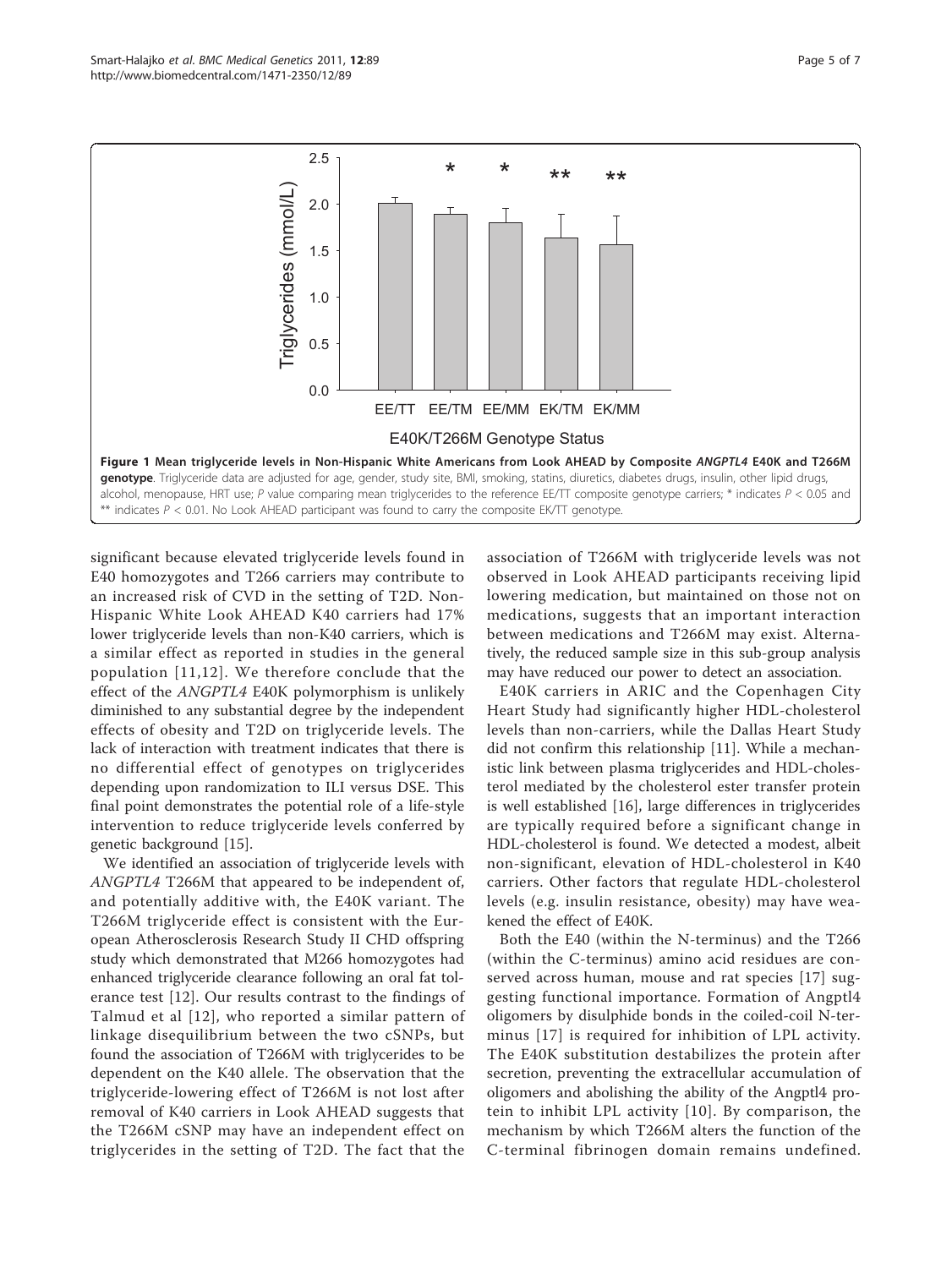**Figure 1 Mean triglyceride levels in Non-Hispanic White Americans from Look AHEAD by Composite *ANGPTL4* E40K and T266M genotype**. Triglyceride data are adjusted for age, gender, study site, BMI, smoking, statins, diuretics, diabetes drugs, insulin, other lipid drugs, alcohol, menopause, HRT use; *P* value comparing mean triglycerides to the reference EE/TT composite genotype carriers; * indicates $P < 0.05$ and ** indicates $P < 0.01$. No Look AHEAD participant was found to carry the composite EK/TT genotype.

significant because elevated triglyceride levels found in E40 homozygotes and T266 carriers may contribute to an increased risk of CVD in the setting of T2D. Non-Hispanic White Look AHEAD K40 carriers had 17% lower triglyceride levels than non-K40 carriers, which is a similar effect as reported in studies in the general population [11,12]. We therefore conclude that the effect of the *ANGPTL4* E40K polymorphism is unlikely diminished to any substantial degree by the independent effects of obesity and T2D on triglyceride levels. The lack of interaction with treatment indicates that there is no differential effect of genotypes on triglycerides depending upon randomization to ILI versus DSE. This final point demonstrates the potential role of a life-style intervention to reduce triglyceride levels conferred by genetic background [15].

We identified an association of triglyceride levels with *ANGPTL4* T266M that appeared to be independent of, and potentially additive with, the E40K variant. The T266M triglyceride effect is consistent with the European Atherosclerosis Research Study II CHD offspring study which demonstrated that M266 homozygotes had enhanced triglyceride clearance following an oral fat tolerance test [12]. Our results contrast to the findings of Talmud et al [12], who reported a similar pattern of linkage disequilibrium between the two cSNPs, but found the association of T266M with triglycerides to be dependent on the K40 allele. The observation that the triglyceride-lowering effect of T266M is not lost after removal of K40 carriers in Look AHEAD suggests that the T266M cSNP may have an independent effect on triglycerides in the setting of T2D. The fact that the association of T266M with triglyceride levels was not observed in Look AHEAD participants receiving lipid lowering medication, but maintained on those not on medications, suggests that an important interaction between medications and T266M may exist. Alternatively, the reduced sample size in this sub-group analysis may have reduced our power to detect an association.

E40K carriers in ARIC and the Copenhagen City Heart Study had significantly higher HDL-cholesterol levels than non-carriers, while the Dallas Heart Study did not confirm this relationship [11]. While a mechanistic link between plasma triglycerides and HDL-cholesterol mediated by the cholesterol ester transfer protein is well established [16], large differences in triglycerides are typically required before a significant change in HDL-cholesterol is found. We detected a modest, albeit non-significant, elevation of HDL-cholesterol in K40 carriers. Other factors that regulate HDL-cholesterol levels (e.g. insulin resistance, obesity) may have weakened the effect of E40K.

Both the E40 (within the N-terminus) and the T266 (within the C-terminus) amino acid residues are conserved across human, mouse and rat species [17] suggesting functional importance. Formation of Angptl4 oligomers by disulphide bonds in the coiled-coil N-terminus [17] is required for inhibition of LPL activity. The E40K substitution destabilizes the protein after secretion, preventing the extracellular accumulation of oligomers and abolishing the ability of the Angptl4 protein to inhibit LPL activity [10]. By comparison, the mechanism by which T266M alters the function of the C-terminal fibrinogen domain remains undefined.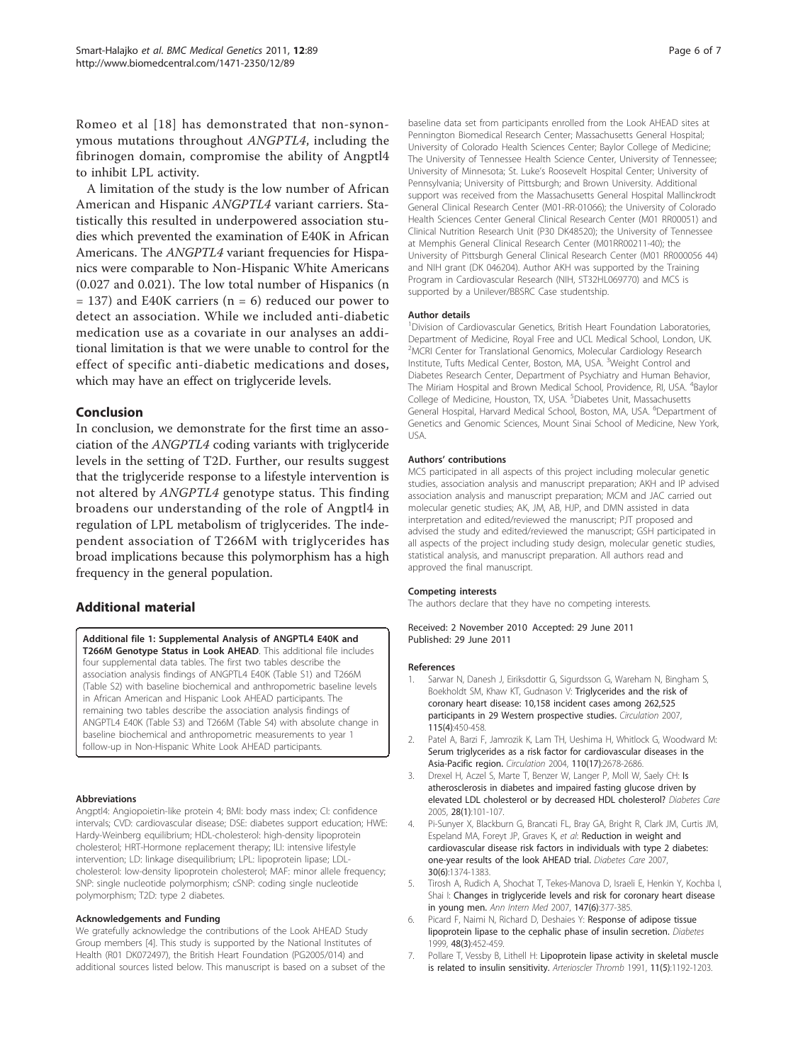Romeo et al [18] has demonstrated that non-synonymous mutations throughout *ANGPTL4*, including the fibrinogen domain, compromise the ability of Angptl4 to inhibit LPL activity.

A limitation of the study is the low number of African American and Hispanic *ANGPTL4* variant carriers. Statistically this resulted in underpowered association studies which prevented the examination of E40K in African Americans. The *ANGPTL4* variant frequencies for Hispanics were comparable to Non-Hispanic White Americans (0.027 and 0.021). The low total number of Hispanics (n = 137) and E40K carriers (n = 6) reduced our power to detect an association. While we included anti-diabetic medication use as a covariate in our analyses an additional limitation is that we were unable to control for the effect of specific anti-diabetic medications and doses, which may have an effect on triglyceride levels.

## Conclusion

In conclusion, we demonstrate for the first time an association of the *ANGPTL4* coding variants with triglyceride levels in the setting of T2D. Further, our results suggest that the triglyceride response to a lifestyle intervention is not altered by *ANGPTL4* genotype status. This finding broadens our understanding of the role of Angptl4 in regulation of LPL metabolism of triglycerides. The independent association of T266M with triglycerides has broad implications because this polymorphism has a high frequency in the general population.

## Additional material

**Additional file 1: Supplemental Analysis of ANGPTL4 E40K and T266M Genotype Status in Look AHEAD**. This additional file includes four supplemental data tables. The first two tables describe the association analysis findings of ANGPTL4 E40K (Table S1) and T266M (Table S2) with baseline biochemical and anthropometric baseline levels in African American and Hispanic Look AHEAD participants. The remaining two tables describe the association analysis findings of ANGPTL4 E40K (Table S3) and T266M (Table S4) with absolute change in baseline biochemical and anthropometric measurements to year 1 follow-up in Non-Hispanic White Look AHEAD participants.

#### Abbreviations

Angptl4: Angiopoietin-like protein 4; BMI: body mass index; CI: confidence intervals; CVD: cardiovascular disease; DSE: diabetes support education; HWE: Hardy-Weinberg equilibrium; HDL-cholesterol: high-density lipoprotein cholesterol; HRT-Hormone replacement therapy; ILI: intensive lifestyle intervention; LD: linkage disequilibrium; LPL: lipoprotein lipase; LDL-cholesterol: low-density lipoprotein cholesterol; MAF: minor allele frequency; SNP: single nucleotide polymorphism; cSNP: coding single nucleotide polymorphism; T2D: type 2 diabetes.

#### Acknowledgements and Funding

We gratefully acknowledge the contributions of the Look AHEAD Study Group members [4]. This study is supported by the National Institutes of Health (R01 DK072497), the British Heart Foundation (PG2005/014) and additional sources listed below. This manuscript is based on a subset of the baseline data set from participants enrolled from the Look AHEAD sites at Pennington Biomedical Research Center; Massachusetts General Hospital; University of Colorado Health Sciences Center; Baylor College of Medicine; The University of Tennessee Health Science Center, University of Tennessee; University of Minnesota; St. Luke's Roosevelt Hospital Center; University of Pennsylvania; University of Pittsburgh; and Brown University. Additional support was received from the Massachusetts General Hospital Mallinckrodt General Clinical Research Center (M01-RR-01066); the University of Colorado Health Sciences Center General Clinical Research Center (M01 RR00051) and Clinical Nutrition Research Unit (P30 DK48520); the University of Tennessee at Memphis General Clinical Research Center (M01RR00211-40); the University of Pittsburgh General Clinical Research Center (M01 RR000056 44) and NIH grant (DK 046204). Author AKH was supported by the Training Program in Cardiovascular Research (NIH, 5T32HL069770) and MCS is supported by a Unilever/BBSRC Case studentship.

#### Author details

[1]Division of Cardiovascular Genetics, British Heart Foundation Laboratories, Department of Medicine, Royal Free and UCL Medical School, London, UK. [2]MCRI Center for Translational Genomics, Molecular Cardiology Research Institute, Tufts Medical Center, Boston, MA, USA. [3]Weight Control and Diabetes Research Center, Department of Psychiatry and Human Behavior, The Miriam Hospital and Brown Medical School, Providence, RI, USA. [4]Baylor College of Medicine, Houston, TX, USA. [5]Diabetes Unit, Massachusetts General Hospital, Harvard Medical School, Boston, MA, USA. [6]Department of Genetics and Genomic Sciences, Mount Sinai School of Medicine, New York, USA.

#### Authors' contributions

MCS participated in all aspects of this project including molecular genetic studies, association analysis and manuscript preparation; AKH and IP advised association analysis and manuscript preparation; MCM and JAC carried out molecular genetic studies; AK, JM, AB, HJP, and DMN assisted in data interpretation and edited/reviewed the manuscript; PJT proposed and advised the study and edited/reviewed the manuscript; GSH participated in all aspects of the project including study design, molecular genetic studies, statistical analysis, and manuscript preparation. All authors read and approved the final manuscript.

#### Competing interests

The authors declare that they have no competing interests.

Received: 2 November 2010 Accepted: 29 June 2011
Published: 29 June 2011

#### References

1. Sarwar N, Danesh J, Eiriksdottir G, Sigurdsson G, Wareham N, Bingham S, Boekholdt SM, Khaw KT, Gudnason V: **Triglycerides and the risk of coronary heart disease: 10,158 incident cases among 262,525 participants in 29 Western prospective studies.** *Circulation* 2007, 115(4):450-458.
2. Patel A, Barzi F, Jamrozik K, Lam TH, Ueshima H, Whitlock G, Woodward M: **Serum triglycerides as a risk factor for cardiovascular diseases in the Asia-Pacific region.** *Circulation* 2004, 110(17):2678-2686.
3. Drexel H, Aczel S, Marte T, Benzer W, Langer P, Moll W, Saely CH: **Is atherosclerosis in diabetes and impaired fasting glucose driven by elevated LDL cholesterol or by decreased HDL cholesterol?** *Diabetes Care* 2005, 28(1):101-107.
4. Pi-Sunyer X, Blackburn G, Brancati FL, Bray GA, Bright R, Clark JM, Curtis JM, Espeland MA, Foreyt JP, Graves K, *et al*: **Reduction in weight and cardiovascular disease risk factors in individuals with type 2 diabetes: one-year results of the look AHEAD trial.** *Diabetes Care* 2007, 30(6):1374-1383.
5. Tirosh A, Rudich A, Shochat T, Tekes-Manova D, Israeli E, Henkin Y, Kochba I, Shai I: **Changes in triglyceride levels and risk for coronary heart disease in young men.** *Ann Intern Med* 2007, 147(6):377-385.
6. Picard F, Naimi N, Richard D, Deshaies Y: **Response of adipose tissue lipoprotein lipase to the cephalic phase of insulin secretion.** *Diabetes* 1999, 48(3):452-459.
7. Pollare T, Vessby B, Lithell H: **Lipoprotein lipase activity in skeletal muscle is related to insulin sensitivity.** *Arterioscler Thromb* 1991, 11(5):1192-1203.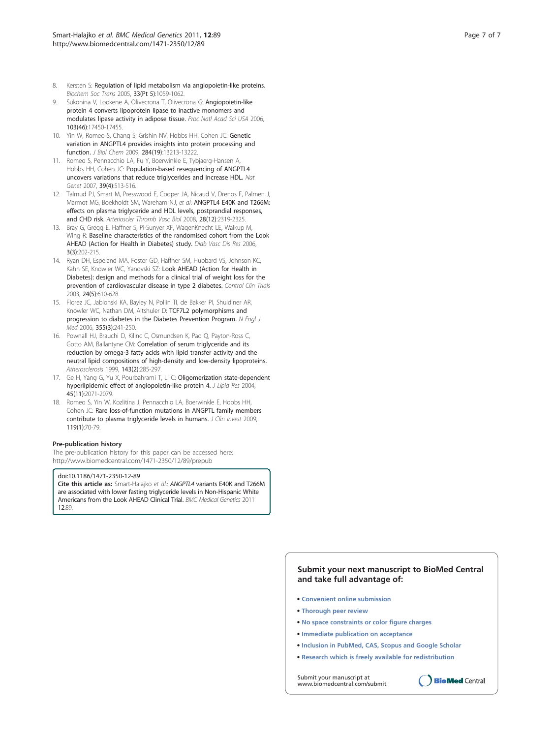8. Kersten S: Regulation of lipid metabolism via angiopoietin-like proteins. *Biochem Soc Trans* 2005, **33(Pt 5)**:1059-1062.
9. Sukonina V, Lookene A, Olivecrona T, Olivecrona G: Angiopoietin-like protein 4 converts lipoprotein lipase to inactive monomers and modulates lipase activity in adipose tissue. *Proc Natl Acad Sci USA* 2006, **103(46)**:17450-17455.
10. Yin W, Romeo S, Chang S, Grishin NV, Hobbs HH, Cohen JC: Genetic variation in ANGPTL4 provides insights into protein processing and function. *J Biol Chem* 2009, **284(19)**:13213-13222.
11. Romeo S, Pennacchio LA, Fu Y, Boerwinkle E, Tybjaerg-Hansen A, Hobbs HH, Cohen JC: Population-based resequencing of ANGPTL4 uncovers variations that reduce triglycerides and increase HDL. *Nat Genet* 2007, **39(4)**:513-516.
12. Talmud PJ, Smart M, Presswood E, Cooper JA, Nicaud V, Drenos F, Palmen J, Marmot MG, Boekholdt SM, Wareham NJ, *et al*: ANGPTL4 E40K and T266M: effects on plasma triglyceride and HDL levels, postprandial responses, and CHD risk. *Arterioscler Thromb Vasc Biol* 2008, **28(12)**:2319-2325.
13. Bray G, Gregg E, Haffner S, Pi-Sunyer XF, WagenKnecht LE, Walkup M, Wing R: Baseline characteristics of the randomised cohort from the Look AHEAD (Action for Health in Diabetes) study. *Diab Vasc Dis Res* 2006, **3(3)**:202-215.
14. Ryan DH, Espeland MA, Foster GD, Haffner SM, Hubbard VS, Johnson KC, Kahn SE, Knowler WC, Yanovski SZ: Look AHEAD (Action for Health in Diabetes): design and methods for a clinical trial of weight loss for the prevention of cardiovascular disease in type 2 diabetes. *Control Clin Trials* 2003, **24(5)**:610-628.
15. Florez JC, Jablonski KA, Bayley N, Pollin TI, de Bakker PI, Shuldiner AR, Knowler WC, Nathan DM, Altshuler D: TCF7L2 polymorphisms and progression to diabetes in the Diabetes Prevention Program. *N Engl J Med* 2006, **355(3)**:241-250.
16. Pownall HJ, Brauchi D, Kilinc C, Osmundsen K, Pao Q, Payton-Ross C, Gotto AM, Ballantyne CM: Correlation of serum triglyceride and its reduction by omega-3 fatty acids with lipid transfer activity and the neutral lipid compositions of high-density and low-density lipoproteins. *Atherosclerosis* 1999, **143(2)**:285-297.
17. Ge H, Yang G, Yu X, Pourbahrami T, Li C: Oligomerization state-dependent hyperlipidemic effect of angiopoietin-like protein 4. *J Lipid Res* 2004, **45(11)**:2071-2079.
18. Romeo S, Yin W, Kozlitina J, Pennacchio LA, Boerwinkle E, Hobbs HH, Cohen JC: Rare loss-of-function mutations in ANGPTL family members contribute to plasma triglyceride levels in humans. *J Clin Invest* 2009, **119(1)**:70-79.

### Pre-publication history

The pre-publication history for this paper can be accessed here:
http://www.biomedcentral.com/1471-2350/12/89/prepub

doi:10.1186/1471-2350-12-89

**Cite this article as:** Smart-Halajko *et al.*: *ANGPTL4* variants E40K and T266M are associated with lower fasting triglyceride levels in Non-Hispanic White Americans from the Look AHEAD Clinical Trial. *BMC Medical Genetics* 2011 12:89.

**Submit your next manuscript to BioMed Central and take full advantage of:**

- Convenient online submission
- Thorough peer review
- No space constraints or color figure charges
- Immediate publication on acceptance
- Inclusion in PubMed, CAS, Scopus and Google Scholar
- Research which is freely available for redistribution

Submit your manuscript at
www.biomedcentral.com/submit

BioMed Central